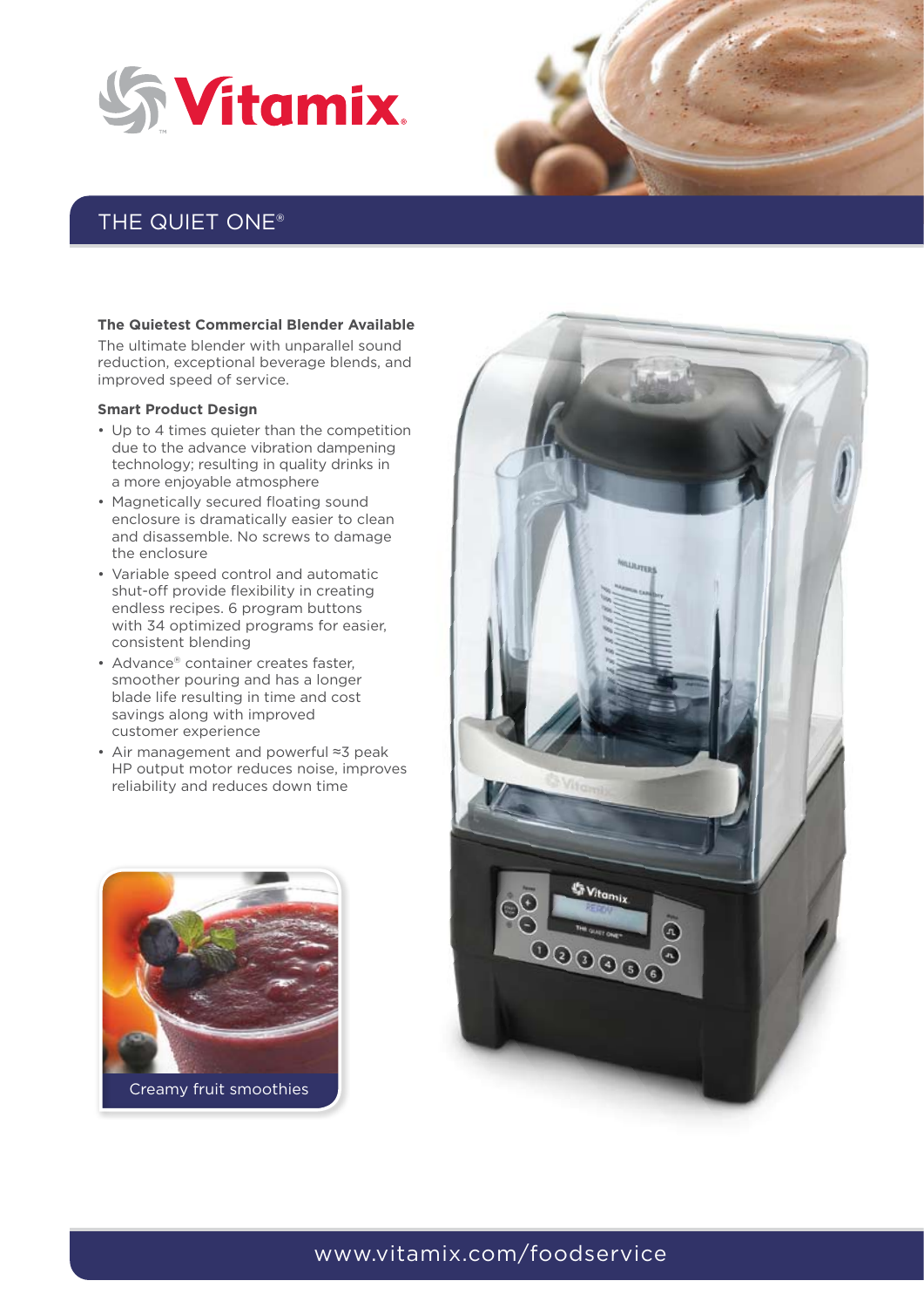# Vitamix

## THE QUIET ONE®

### The Quietest Commercial Blender Available

The ultimate blender with unparallel sound reduction, exceptional beverage blends, and improved speed of service.

### Smart Product Design

- Up to 4 times quieter than the competition due to the advance vibration dampening technology; resulting in quality drinks in a more enjoyable atmosphere
- Magnetically secured floating sound enclosure is dramatically easier to clean and disassemble. No screws to damage the enclosure
- Variable speed control and automatic shut-off provide flexibility in creating endless recipes. 6 program buttons with 34 optimized programs for easier, consistent blending
- Advance® container creates faster, smoother pouring and has a longer blade life resulting in time and cost savings along with improved customer experience
- Air management and powerful ≈3 peak HP output motor reduces noise, improves reliability and reduces down time

Creamy fruit smoothies

www.vitamix.com/foodservice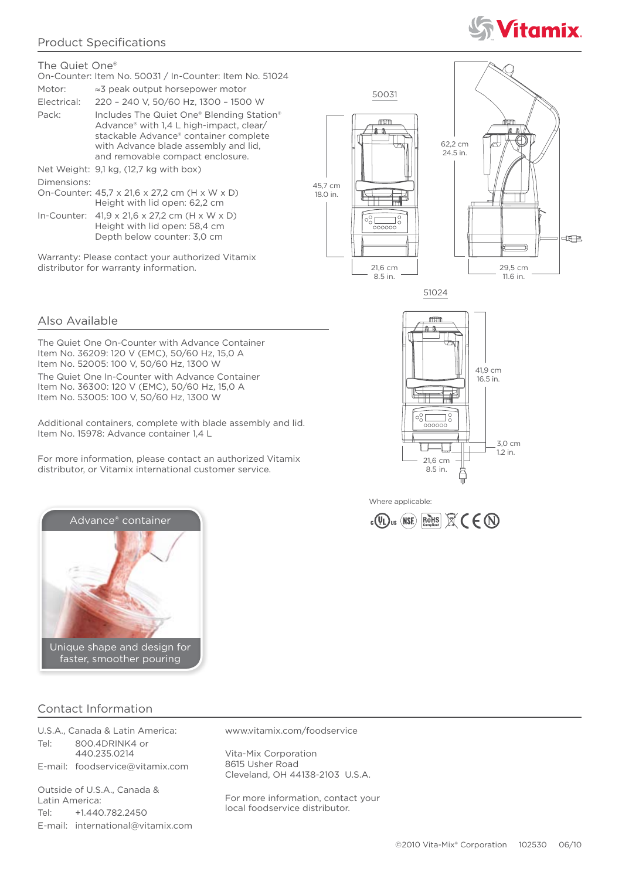## Product Specifications

### The Quiet One®

On-Counter: Item No. 50031 / In-Counter: Item No. 51024

| | |
|---|---|
| Motor: | ≈3 peak output horsepower motor |
| Electrical: | 220 – 240 V, 50/60 Hz, 1300 – 1500 W |
| Pack: | Includes The Quiet One® Blending Station® Advance® with 1,4 L high-impact, clear/ stackable Advance® container complete with Advance blade assembly and lid, and removable compact enclosure. |
| Net Weight: | 9,1 kg, (12,7 kg with box) |
| Dimensions: | |
| On-Counter: | 45,7 x 21,6 x 27,2 cm (H x W x D) Height with lid open: 62,2 cm |
| In-Counter: | 41,9 x 21,6 x 27,2 cm (H x W x D) Height with lid open: 58,4 cm Depth below counter: 3,0 cm |

Warranty: Please contact your authorized Vitamix distributor for warranty information.

50031

45,7 cm
18.0 in.

21,6 cm
8.5 in.

62,2 cm
24.5 in.

29,5 cm
11.6 in.

51024

41,9 cm
16.5 in.

3,0 cm
1.2 in.

21,6 cm
8.5 in.

## Also Available

The Quiet One On-Counter with Advance Container
Item No. 36209: 120 V (EMC), 50/60 Hz, 15,0 A
Item No. 52005: 100 V, 50/60 Hz, 1300 W

The Quiet One In-Counter with Advance Container
Item No. 36300: 120 V (EMC), 50/60 Hz, 15,0 A
Item No. 53005: 100 V, 50/60 Hz, 1300 W

Additional containers, complete with blade assembly and lid.
Item No. 15978: Advance container 1,4 L

For more information, please contact an authorized Vitamix distributor, or Vitamix international customer service.

Where applicable:

Advance® container

Unique shape and design for faster, smoother pouring

## Contact Information

U.S.A., Canada & Latin America:
Tel: 800.4DRINK4 or 440.235.0214
E-mail: foodservice@vitamix.com

Outside of U.S.A., Canada & Latin America:
Tel: +1.440.782.2450
E-mail: international@vitamix.com

www.vitamix.com/foodservice

Vita-Mix Corporation
8615 Usher Road
Cleveland, OH 44138-2103 U.S.A.

For more information, contact your local foodservice distributor.

©2010 Vita-Mix® Corporation 102530 06/10